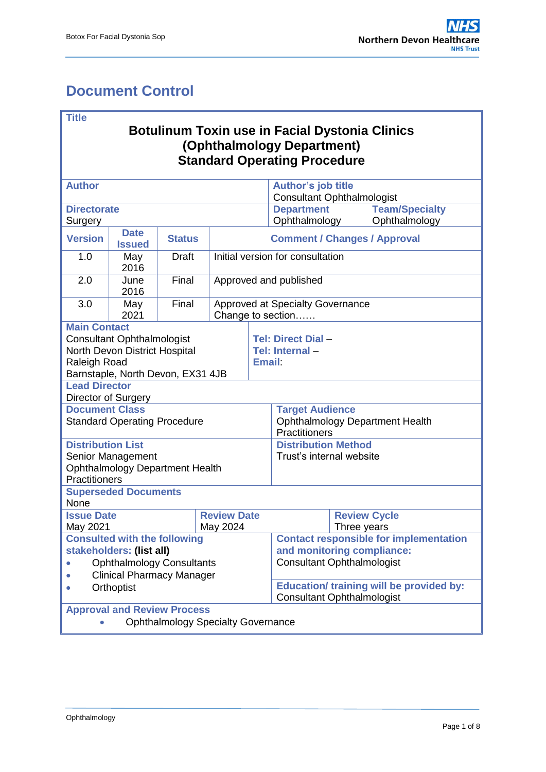# Document Control

| **Title** | | | |
|---|---|---|---|
| **Botulinum Toxin use in Facial Dystonia Clinics (Ophthalmology Department) Standard Operating Procedure** | | | |
| **Author** | | **Author's job title**<br>Consultant Ophthalmologist | |
| **Directorate**<br>Surgery | | **Department**<br>Ophthalmology | **Team/Specialty**<br>Ophthalmology |

| **Version** | **Date Issued** | **Status** | **Comment / Changes / Approval** |
|---|---|---|---|
| 1.0 | May 2016 | Draft | Initial version for consultation |
| 2.0 | June 2016 | Final | Approved and published |
| 3.0 | May 2021 | Final | Approved at Specialty Governance<br>Change to section…… |

| **Main Contact** | |
|---|---|
| Consultant Ophthalmologist<br>North Devon District Hospital<br>Raleigh Road<br>Barnstaple, North Devon, EX31 4JB | **Tel: Direct Dial** –<br>**Tel: Internal** –<br>**Email**: |
| **Lead Director**<br>Director of Surgery | |
| **Document Class**<br>Standard Operating Procedure | **Target Audience**<br>Ophthalmology Department Health Practitioners |
| **Distribution List**<br>Senior Management<br>Ophthalmology Department Health Practitioners | **Distribution Method**<br>Trust's internal website |
| **Superseded Documents**<br>None | |

| **Issue Date** | **Review Date** | **Review Cycle** |
|---|---|---|
| May 2021 | May 2024 | Three years |

| **Consulted with the following stakeholders: (list all)** | **Contact responsible for implementation and monitoring compliance:** |
|---|---|
| • Ophthalmology Consultants<br>• Clinical Pharmacy Manager<br>• Orthoptist | Consultant Ophthalmologist<br><br>**Education/ training will be provided by:**<br>Consultant Ophthalmologist |

**Approval and Review Process**

- Ophthalmology Specialty Governance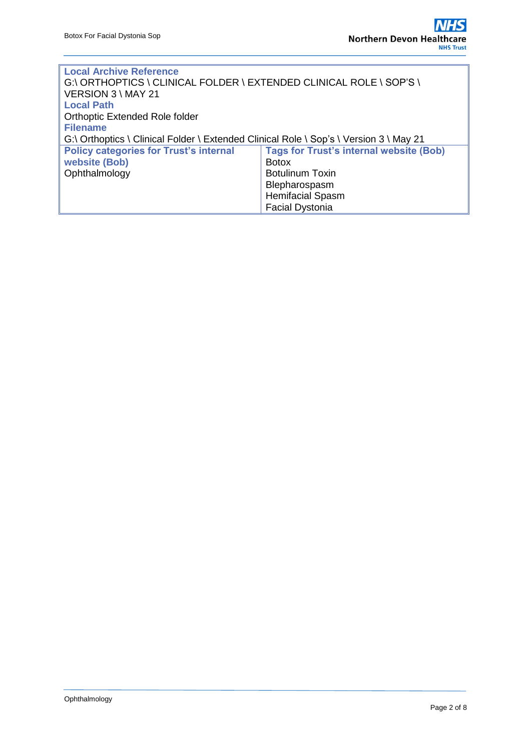| **Local Archive Reference** | |
|---|---|
| G:\ ORTHOPTICS \ CLINICAL FOLDER \ EXTENDED CLINICAL ROLE \ SOP'S \ VERSION 3 \ MAY 21 | |
| **Local Path** | |
| Orthoptic Extended Role folder | |
| **Filename** | |
| G:\ Orthoptics \ Clinical Folder \ Extended Clinical Role \ Sop's \ Version 3 \ May 21 | |
| **Policy categories for Trust's internal website (Bob)** | **Tags for Trust's internal website (Bob)** |
| Ophthalmology | Botox<br>Botulinum Toxin<br>Blepharospasm<br>Hemifacial Spasm<br>Facial Dystonia |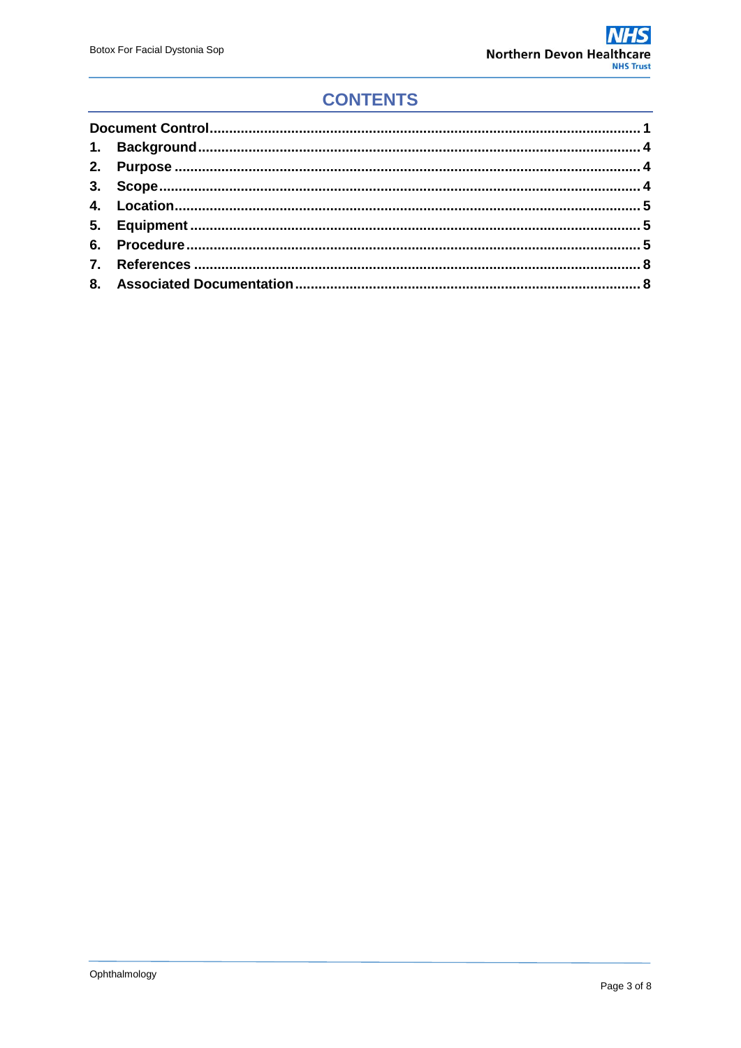# CONTENTS

Document Control............................................................................................. 1

1. Background............................................................................................... 4
2. Purpose .................................................................................................... 4
3. Scope........................................................................................................ 4
4. Location.................................................................................................... 5
5. Equipment ................................................................................................ 5
6. Procedure ................................................................................................. 5
7. References ............................................................................................... 8
8. Associated Documentation...................................................................... 8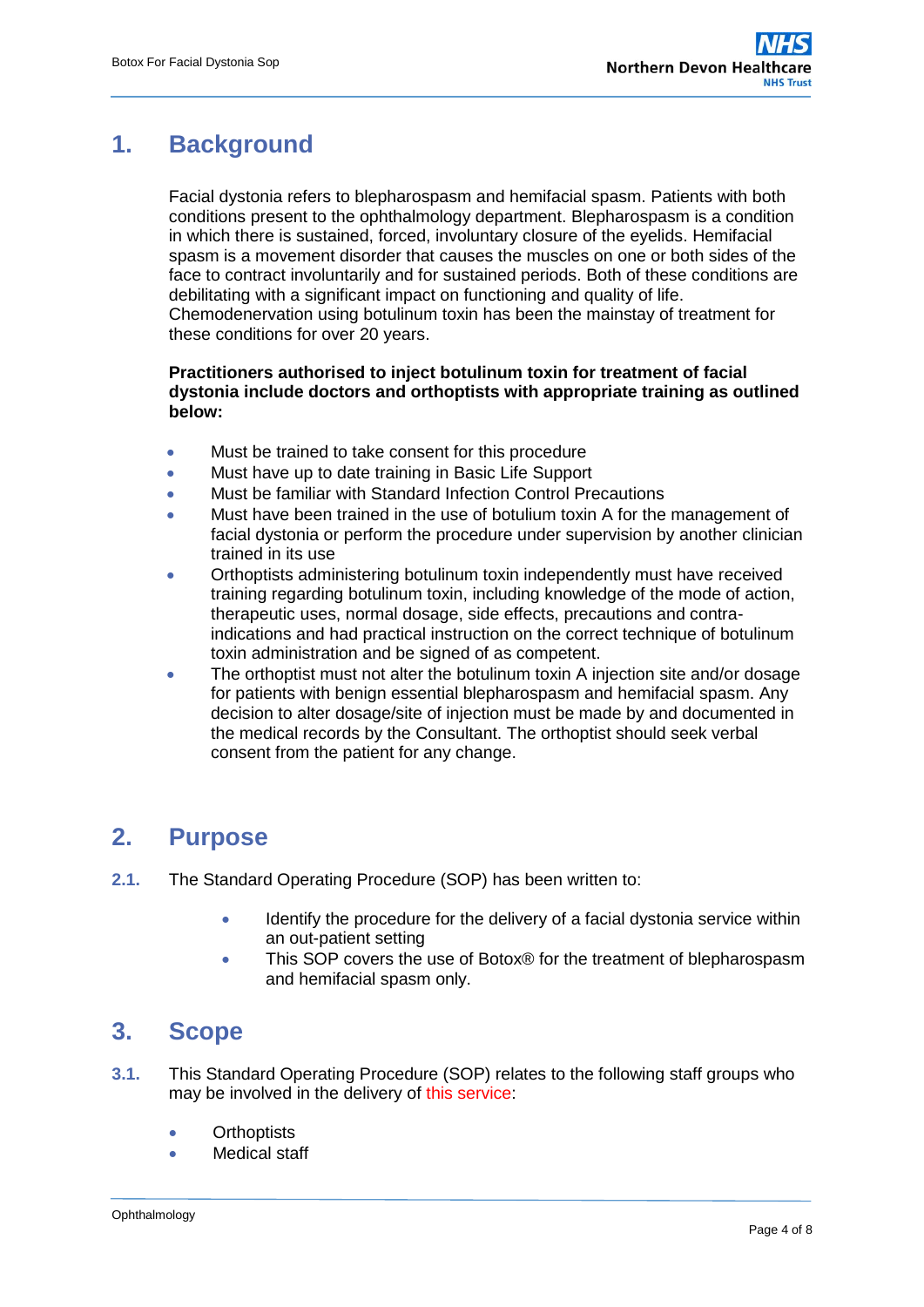# 1. Background

Facial dystonia refers to blepharospasm and hemifacial spasm. Patients with both conditions present to the ophthalmology department. Blepharospasm is a condition in which there is sustained, forced, involuntary closure of the eyelids. Hemifacial spasm is a movement disorder that causes the muscles on one or both sides of the face to contract involuntarily and for sustained periods. Both of these conditions are debilitating with a significant impact on functioning and quality of life. Chemodenervation using botulinum toxin has been the mainstay of treatment for these conditions for over 20 years.

**Practitioners authorised to inject botulinum toxin for treatment of facial dystonia include doctors and orthoptists with appropriate training as outlined below:**

- Must be trained to take consent for this procedure
- Must have up to date training in Basic Life Support
- Must be familiar with Standard Infection Control Precautions
- Must have been trained in the use of botulium toxin A for the management of facial dystonia or perform the procedure under supervision by another clinician trained in its use
- Orthoptists administering botulinum toxin independently must have received training regarding botulinum toxin, including knowledge of the mode of action, therapeutic uses, normal dosage, side effects, precautions and contra-indications and had practical instruction on the correct technique of botulinum toxin administration and be signed of as competent.
- The orthoptist must not alter the botulinum toxin A injection site and/or dosage for patients with benign essential blepharospasm and hemifacial spasm. Any decision to alter dosage/site of injection must be made by and documented in the medical records by the Consultant. The orthoptist should seek verbal consent from the patient for any change.

# 2. Purpose

**2.1.** The Standard Operating Procedure (SOP) has been written to:

- Identify the procedure for the delivery of a facial dystonia service within an out-patient setting
- This SOP covers the use of Botox® for the treatment of blepharospasm and hemifacial spasm only.

# 3. Scope

**3.1.** This Standard Operating Procedure (SOP) relates to the following staff groups who may be involved in the delivery of this service:

- Orthoptists
- Medical staff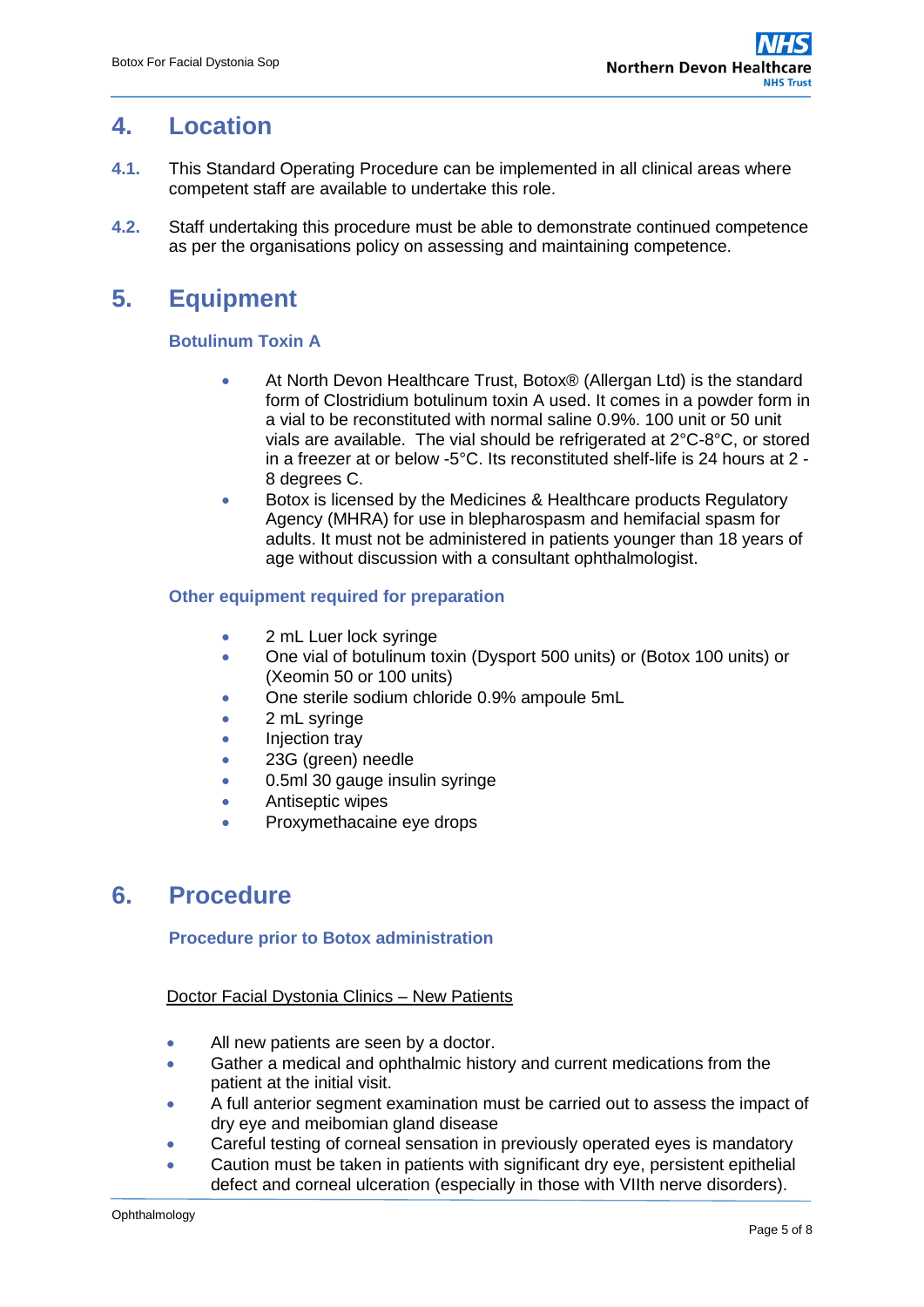## 4. Location

**4.1.** This Standard Operating Procedure can be implemented in all clinical areas where competent staff are available to undertake this role.

**4.2.** Staff undertaking this procedure must be able to demonstrate continued competence as per the organisations policy on assessing and maintaining competence.

## 5. Equipment

### Botulinum Toxin A

- At North Devon Healthcare Trust, Botox® (Allergan Ltd) is the standard form of Clostridium botulinum toxin A used. It comes in a powder form in a vial to be reconstituted with normal saline 0.9%. 100 unit or 50 unit vials are available. The vial should be refrigerated at 2°C-8°C, or stored in a freezer at or below -5°C. Its reconstituted shelf-life is 24 hours at 2 - 8 degrees C.
- Botox is licensed by the Medicines & Healthcare products Regulatory Agency (MHRA) for use in blepharospasm and hemifacial spasm for adults. It must not be administered in patients younger than 18 years of age without discussion with a consultant ophthalmologist.

### Other equipment required for preparation

- 2 mL Luer lock syringe
- One vial of botulinum toxin (Dysport 500 units) or (Botox 100 units) or (Xeomin 50 or 100 units)
- One sterile sodium chloride 0.9% ampoule 5mL
- 2 mL syringe
- Injection tray
- 23G (green) needle
- 0.5ml 30 gauge insulin syringe
- Antiseptic wipes
- Proxymethacaine eye drops

## 6. Procedure

### Procedure prior to Botox administration

<u>Doctor Facial Dystonia Clinics – New Patients</u>

- All new patients are seen by a doctor.
- Gather a medical and ophthalmic history and current medications from the patient at the initial visit.
- A full anterior segment examination must be carried out to assess the impact of dry eye and meibomian gland disease
- Careful testing of corneal sensation in previously operated eyes is mandatory
- Caution must be taken in patients with significant dry eye, persistent epithelial defect and corneal ulceration (especially in those with VIIth nerve disorders).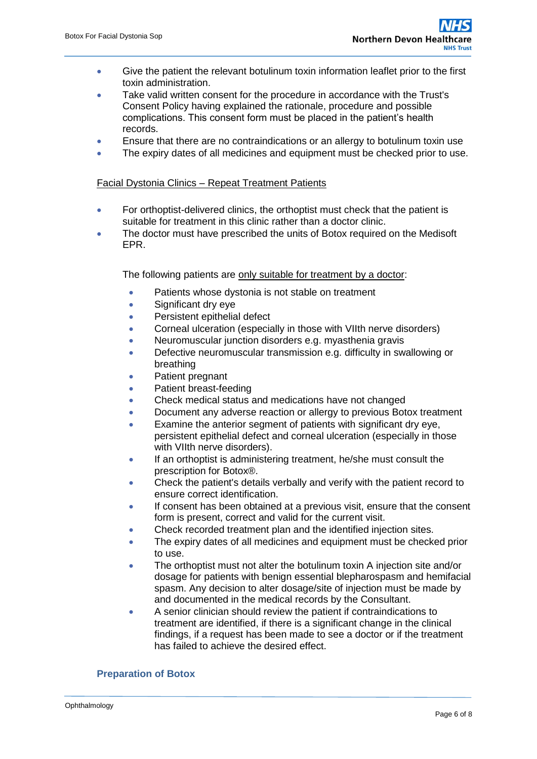- Give the patient the relevant botulinum toxin information leaflet prior to the first toxin administration.
- Take valid written consent for the procedure in accordance with the Trust's Consent Policy having explained the rationale, procedure and possible complications. This consent form must be placed in the patient's health records.
- Ensure that there are no contraindications or an allergy to botulinum toxin use
- The expiry dates of all medicines and equipment must be checked prior to use.

<u>Facial Dystonia Clinics – Repeat Treatment Patients</u>

- For orthoptist-delivered clinics, the orthoptist must check that the patient is suitable for treatment in this clinic rather than a doctor clinic.
- The doctor must have prescribed the units of Botox required on the Medisoft EPR.

  The following patients are <u>only suitable for treatment by a doctor</u>:

  - Patients whose dystonia is not stable on treatment
  - Significant dry eye
  - Persistent epithelial defect
  - Corneal ulceration (especially in those with VIIth nerve disorders)
  - Neuromuscular junction disorders e.g. myasthenia gravis
  - Defective neuromuscular transmission e.g. difficulty in swallowing or breathing
  - Patient pregnant
  - Patient breast-feeding
  - Check medical status and medications have not changed
  - Document any adverse reaction or allergy to previous Botox treatment
  - Examine the anterior segment of patients with significant dry eye, persistent epithelial defect and corneal ulceration (especially in those with VIIth nerve disorders).
  - If an orthoptist is administering treatment, he/she must consult the prescription for Botox®.
  - Check the patient's details verbally and verify with the patient record to ensure correct identification.
  - If consent has been obtained at a previous visit, ensure that the consent form is present, correct and valid for the current visit.
  - Check recorded treatment plan and the identified injection sites.
  - The expiry dates of all medicines and equipment must be checked prior to use.
  - The orthoptist must not alter the botulinum toxin A injection site and/or dosage for patients with benign essential blepharospasm and hemifacial spasm. Any decision to alter dosage/site of injection must be made by and documented in the medical records by the Consultant.
  - A senior clinician should review the patient if contraindications to treatment are identified, if there is a significant change in the clinical findings, if a request has been made to see a doctor or if the treatment has failed to achieve the desired effect.

### Preparation of Botox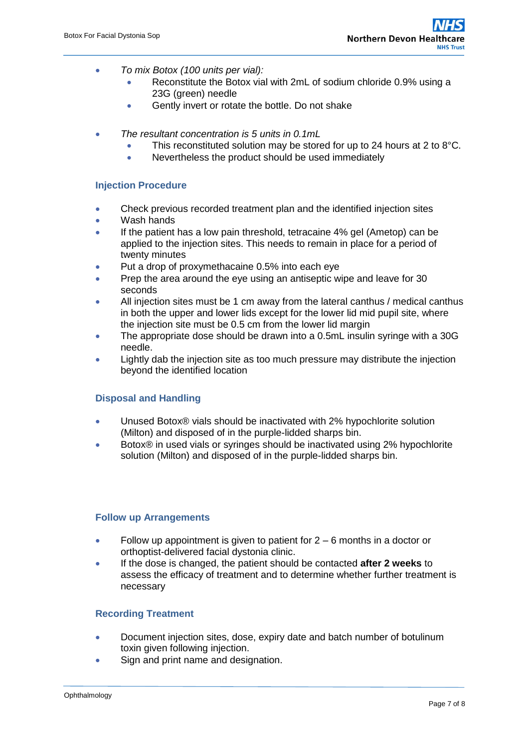- *To mix Botox (100 units per vial):*
    - Reconstitute the Botox vial with 2mL of sodium chloride 0.9% using a 23G (green) needle
    - Gently invert or rotate the bottle. Do not shake

- *The resultant concentration is 5 units in 0.1mL*
    - This reconstituted solution may be stored for up to 24 hours at 2 to 8°C.
    - Nevertheless the product should be used immediately

### Injection Procedure

- Check previous recorded treatment plan and the identified injection sites
- Wash hands
- If the patient has a low pain threshold, tetracaine 4% gel (Ametop) can be applied to the injection sites. This needs to remain in place for a period of twenty minutes
- Put a drop of proxymethacaine 0.5% into each eye
- Prep the area around the eye using an antiseptic wipe and leave for 30 seconds
- All injection sites must be 1 cm away from the lateral canthus / medical canthus in both the upper and lower lids except for the lower lid mid pupil site, where the injection site must be 0.5 cm from the lower lid margin
- The appropriate dose should be drawn into a 0.5mL insulin syringe with a 30G needle.
- Lightly dab the injection site as too much pressure may distribute the injection beyond the identified location

### Disposal and Handling

- Unused Botox® vials should be inactivated with 2% hypochlorite solution (Milton) and disposed of in the purple-lidded sharps bin.
- Botox® in used vials or syringes should be inactivated using 2% hypochlorite solution (Milton) and disposed of in the purple-lidded sharps bin.

### Follow up Arrangements

- Follow up appointment is given to patient for 2 – 6 months in a doctor or orthoptist-delivered facial dystonia clinic.
- If the dose is changed, the patient should be contacted **after 2 weeks** to assess the efficacy of treatment and to determine whether further treatment is necessary

### Recording Treatment

- Document injection sites, dose, expiry date and batch number of botulinum toxin given following injection.
- Sign and print name and designation.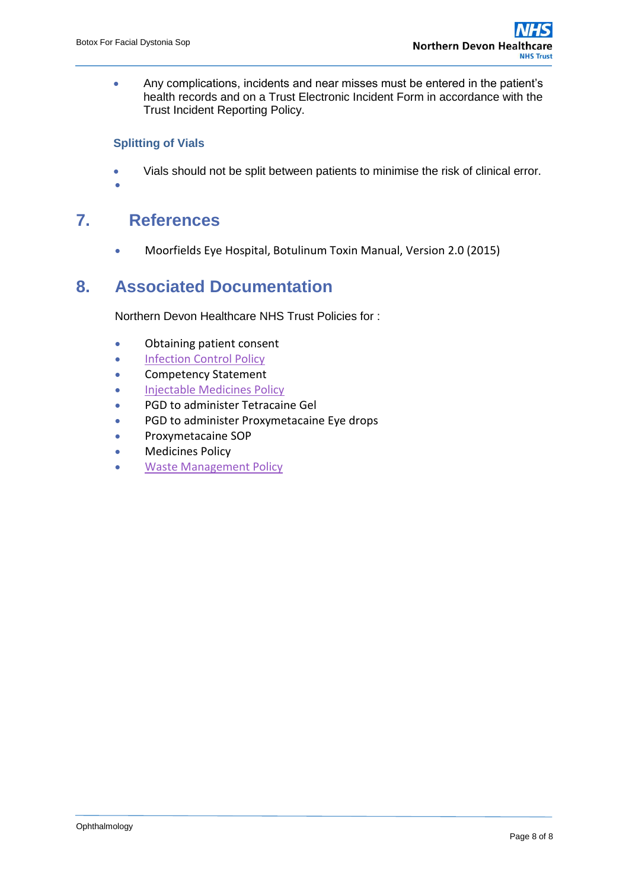- Any complications, incidents and near misses must be entered in the patient's health records and on a Trust Electronic Incident Form in accordance with the Trust Incident Reporting Policy.

### Splitting of Vials

- Vials should not be split between patients to minimise the risk of clinical error.

## 7. References

- Moorfields Eye Hospital, Botulinum Toxin Manual, Version 2.0 (2015)

## 8. Associated Documentation

Northern Devon Healthcare NHS Trust Policies for :

- Obtaining patient consent
- Infection Control Policy
- Competency Statement
- Injectable Medicines Policy
- PGD to administer Tetracaine Gel
- PGD to administer Proxymetacaine Eye drops
- Proxymetacaine SOP
- Medicines Policy
- Waste Management Policy